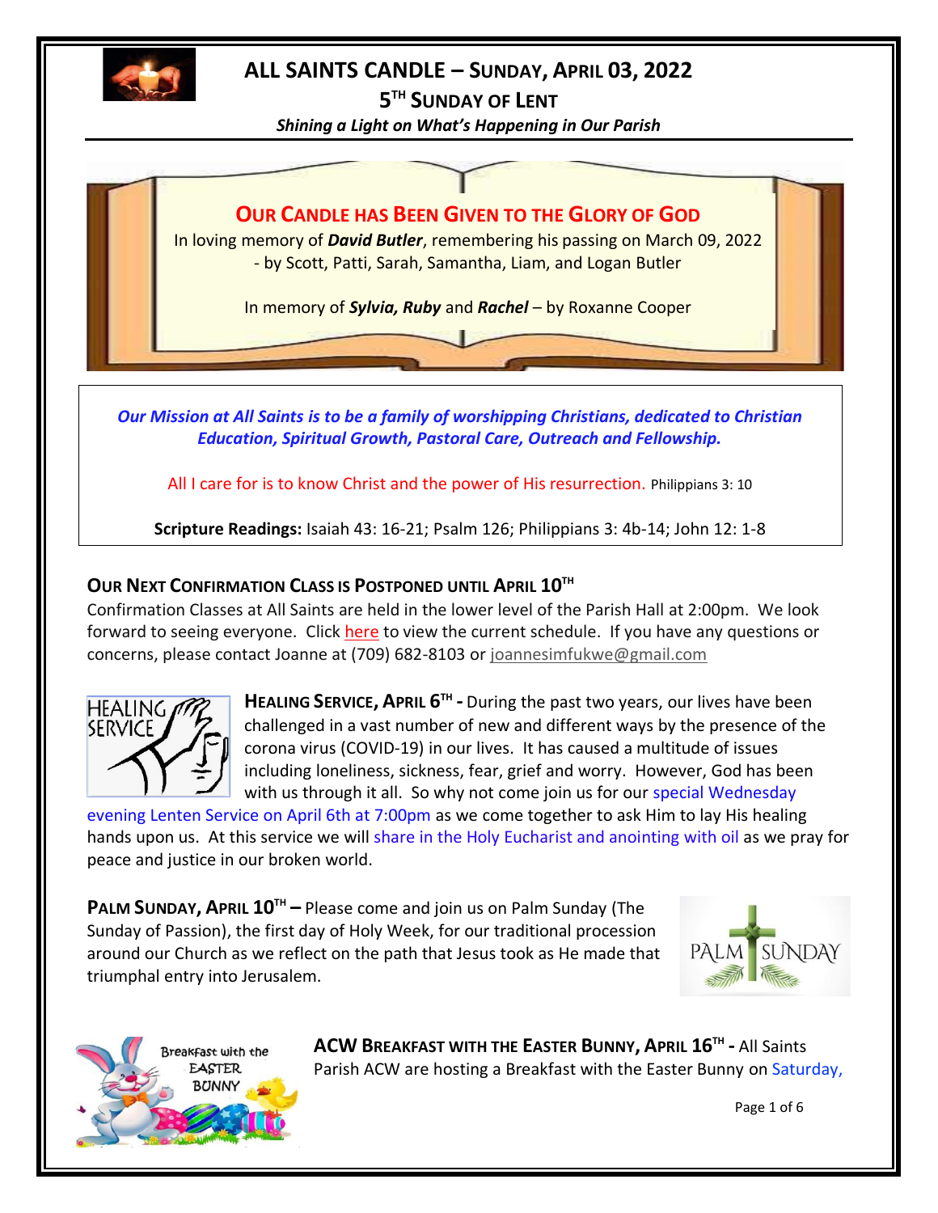# ALL SAINTS CANDLE – SUNDAY, APRIL 03, 2022

## 5TH SUNDAY OF LENT

***Shining a Light on What's Happening in Our Parish***

### OUR CANDLE HAS BEEN GIVEN TO THE GLORY OF GOD

In loving memory of ***David Butler***, remembering his passing on March 09, 2022 - by Scott, Patti, Sarah, Samantha, Liam, and Logan Butler

In memory of ***Sylvia, Ruby*** and ***Rachel*** – by Roxanne Cooper

***Our Mission at All Saints is to be a family of worshipping Christians, dedicated to Christian Education, Spiritual Growth, Pastoral Care, Outreach and Fellowship.***

All I care for is to know Christ and the power of His resurrection. Philippians 3: 10

**Scripture Readings:** Isaiah 43: 16-21; Psalm 126; Philippians 3: 4b-14; John 12: 1-8

### OUR NEXT CONFIRMATION CLASS IS POSTPONED UNTIL APRIL 10TH

Confirmation Classes at All Saints are held in the lower level of the Parish Hall at 2:00pm. We look forward to seeing everyone. Click here to view the current schedule. If you have any questions or concerns, please contact Joanne at (709) 682-8103 or joannesimfukwe@gmail.com

**HEALING SERVICE, APRIL 6TH -** During the past two years, our lives have been challenged in a vast number of new and different ways by the presence of the corona virus (COVID-19) in our lives. It has caused a multitude of issues including loneliness, sickness, fear, grief and worry. However, God has been with us through it all. So why not come join us for our special Wednesday evening Lenten Service on April 6th at 7:00pm as we come together to ask Him to lay His healing hands upon us. At this service we will share in the Holy Eucharist and anointing with oil as we pray for peace and justice in our broken world.

**PALM SUNDAY, APRIL 10TH –** Please come and join us on Palm Sunday (The Sunday of Passion), the first day of Holy Week, for our traditional procession around our Church as we reflect on the path that Jesus took as He made that triumphal entry into Jerusalem.

**ACW BREAKFAST WITH THE EASTER BUNNY, APRIL 16TH -** All Saints Parish ACW are hosting a Breakfast with the Easter Bunny on Saturday,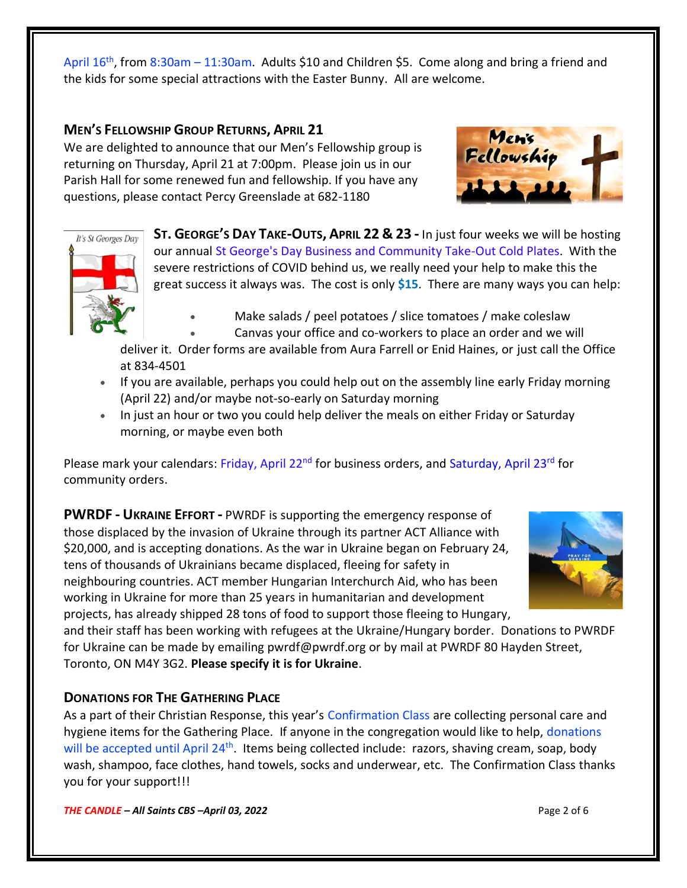April 16th, from 8:30am – 11:30am. Adults $10 and Children $5. Come along and bring a friend and the kids for some special attractions with the Easter Bunny. All are welcome.

### MEN'S FELLOWSHIP GROUP RETURNS, APRIL 21

We are delighted to announce that our Men's Fellowship group is returning on Thursday, April 21 at 7:00pm. Please join us in our Parish Hall for some renewed fun and fellowship. If you have any questions, please contact Percy Greenslade at 682-1180

**ST. GEORGE'S DAY TAKE-OUTS, APRIL 22 & 23 -** In just four weeks we will be hosting our annual St George's Day Business and Community Take-Out Cold Plates. With the severe restrictions of COVID behind us, we really need your help to make this the great success it always was. The cost is only **$15**. There are many ways you can help:

- Make salads / peel potatoes / slice tomatoes / make coleslaw
- Canvas your office and co-workers to place an order and we will deliver it. Order forms are available from Aura Farrell or Enid Haines, or just call the Office at 834-4501
- If you are available, perhaps you could help out on the assembly line early Friday morning (April 22) and/or maybe not-so-early on Saturday morning
- In just an hour or two you could help deliver the meals on either Friday or Saturday morning, or maybe even both

Please mark your calendars: Friday, April 22nd for business orders, and Saturday, April 23rd for community orders.

**PWRDF - UKRAINE EFFORT -** PWRDF is supporting the emergency response of those displaced by the invasion of Ukraine through its partner ACT Alliance with $20,000, and is accepting donations. As the war in Ukraine began on February 24, tens of thousands of Ukrainians became displaced, fleeing for safety in neighbouring countries. ACT member Hungarian Interchurch Aid, who has been working in Ukraine for more than 25 years in humanitarian and development projects, has already shipped 28 tons of food to support those fleeing to Hungary, and their staff has been working with refugees at the Ukraine/Hungary border. Donations to PWRDF for Ukraine can be made by emailing pwrdf@pwrdf.org or by mail at PWRDF 80 Hayden Street, Toronto, ON M4Y 3G2. **Please specify it is for Ukraine**.

### DONATIONS FOR THE GATHERING PLACE

As a part of their Christian Response, this year's Confirmation Class are collecting personal care and hygiene items for the Gathering Place. If anyone in the congregation would like to help, donations will be accepted until April 24th. Items being collected include: razors, shaving cream, soap, body wash, shampoo, face clothes, hand towels, socks and underwear, etc. The Confirmation Class thanks you for your support!!!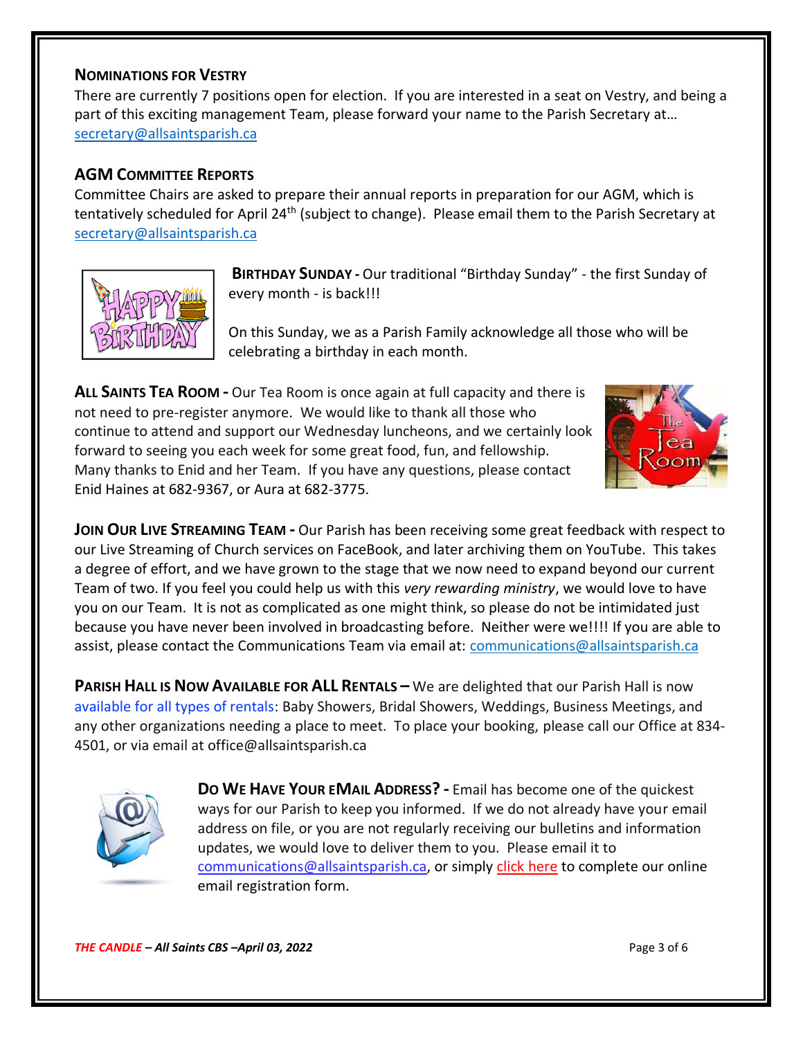## NOMINATIONS FOR VESTRY

There are currently 7 positions open for election. If you are interested in a seat on Vestry, and being a part of this exciting management Team, please forward your name to the Parish Secretary at… secretary@allsaintsparish.ca

## AGM COMMITTEE REPORTS

Committee Chairs are asked to prepare their annual reports in preparation for our AGM, which is tentatively scheduled for April 24th (subject to change). Please email them to the Parish Secretary at secretary@allsaintsparish.ca

**BIRTHDAY SUNDAY -** Our traditional "Birthday Sunday" - the first Sunday of every month - is back!!!

On this Sunday, we as a Parish Family acknowledge all those who will be celebrating a birthday in each month.

**ALL SAINTS TEA ROOM -** Our Tea Room is once again at full capacity and there is not need to pre-register anymore. We would like to thank all those who continue to attend and support our Wednesday luncheons, and we certainly look forward to seeing you each week for some great food, fun, and fellowship. Many thanks to Enid and her Team. If you have any questions, please contact Enid Haines at 682-9367, or Aura at 682-3775.

**JOIN OUR LIVE STREAMING TEAM -** Our Parish has been receiving some great feedback with respect to our Live Streaming of Church services on FaceBook, and later archiving them on YouTube. This takes a degree of effort, and we have grown to the stage that we now need to expand beyond our current Team of two. If you feel you could help us with this *very rewarding ministry*, we would love to have you on our Team. It is not as complicated as one might think, so please do not be intimidated just because you have never been involved in broadcasting before. Neither were we!!!! If you are able to assist, please contact the Communications Team via email at: communications@allsaintsparish.ca

**PARISH HALL IS NOW AVAILABLE FOR ALL RENTALS –** We are delighted that our Parish Hall is now available for all types of rentals: Baby Showers, Bridal Showers, Weddings, Business Meetings, and any other organizations needing a place to meet. To place your booking, please call our Office at 834-4501, or via email at office@allsaintsparish.ca

**DO WE HAVE YOUR EMAIL ADDRESS? -** Email has become one of the quickest ways for our Parish to keep you informed. If we do not already have your email address on file, or you are not regularly receiving our bulletins and information updates, we would love to deliver them to you. Please email it to communications@allsaintsparish.ca, or simply click here to complete our online email registration form.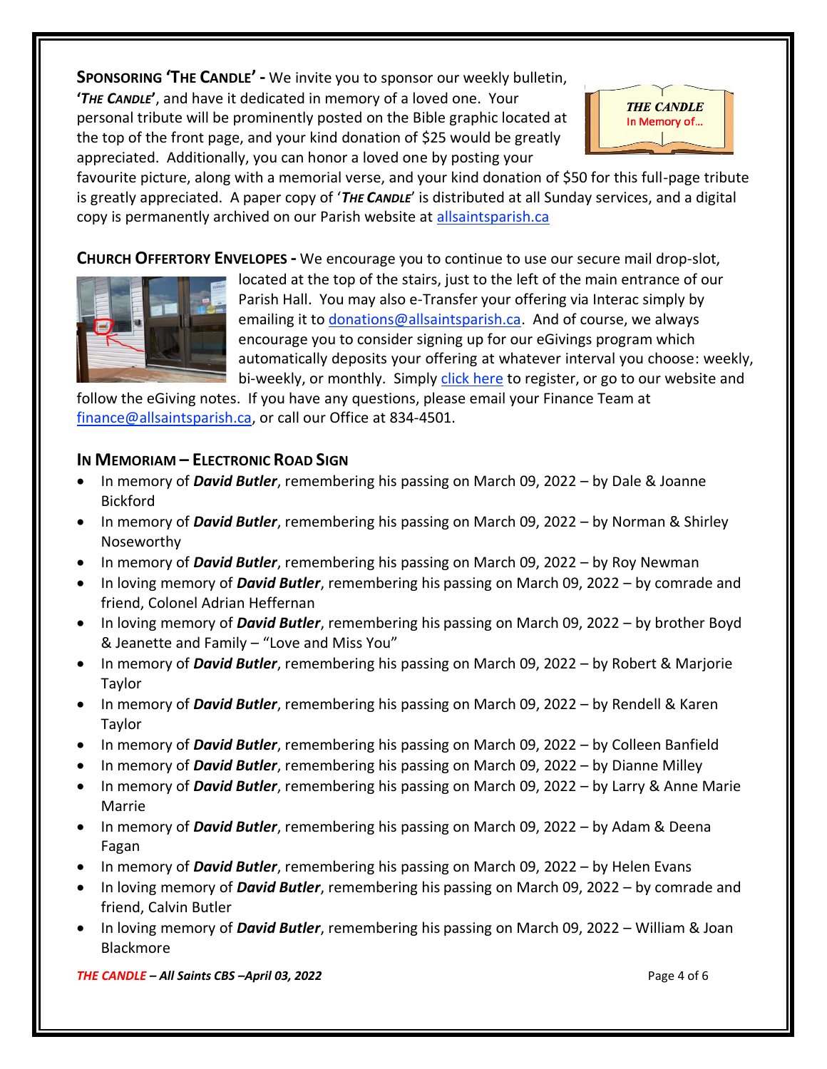**SPONSORING 'THE CANDLE' -** We invite you to sponsor our weekly bulletin, '***THE CANDLE***', and have it dedicated in memory of a loved one. Your personal tribute will be prominently posted on the Bible graphic located at the top of the front page, and your kind donation of $25 would be greatly appreciated. Additionally, you can honor a loved one by posting your favourite picture, along with a memorial verse, and your kind donation of $50 for this full-page tribute is greatly appreciated. A paper copy of '***THE CANDLE***' is distributed at all Sunday services, and a digital copy is permanently archived on our Parish website at allsaintsparish.ca

**CHURCH OFFERTORY ENVELOPES -** We encourage you to continue to use our secure mail drop-slot, located at the top of the stairs, just to the left of the main entrance of our Parish Hall. You may also e-Transfer your offering via Interac simply by emailing it to donations@allsaintsparish.ca. And of course, we always encourage you to consider signing up for our eGivings program which automatically deposits your offering at whatever interval you choose: weekly, bi-weekly, or monthly. Simply click here to register, or go to our website and follow the eGiving notes. If you have any questions, please email your Finance Team at finance@allsaintsparish.ca, or call our Office at 834-4501.

**IN MEMORIAM – ELECTRONIC ROAD SIGN**

- In memory of ***David Butler***, remembering his passing on March 09, 2022 – by Dale & Joanne Bickford
- In memory of ***David Butler***, remembering his passing on March 09, 2022 – by Norman & Shirley Noseworthy
- In memory of ***David Butler***, remembering his passing on March 09, 2022 – by Roy Newman
- In loving memory of ***David Butler***, remembering his passing on March 09, 2022 – by comrade and friend, Colonel Adrian Heffernan
- In loving memory of ***David Butler***, remembering his passing on March 09, 2022 – by brother Boyd & Jeanette and Family – "Love and Miss You"
- In memory of ***David Butler***, remembering his passing on March 09, 2022 – by Robert & Marjorie Taylor
- In memory of ***David Butler***, remembering his passing on March 09, 2022 – by Rendell & Karen Taylor
- In memory of ***David Butler***, remembering his passing on March 09, 2022 – by Colleen Banfield
- In memory of ***David Butler***, remembering his passing on March 09, 2022 – by Dianne Milley
- In memory of ***David Butler***, remembering his passing on March 09, 2022 – by Larry & Anne Marie Marrie
- In memory of ***David Butler***, remembering his passing on March 09, 2022 – by Adam & Deena Fagan
- In memory of ***David Butler***, remembering his passing on March 09, 2022 – by Helen Evans
- In loving memory of ***David Butler***, remembering his passing on March 09, 2022 – by comrade and friend, Calvin Butler
- In loving memory of ***David Butler***, remembering his passing on March 09, 2022 – William & Joan Blackmore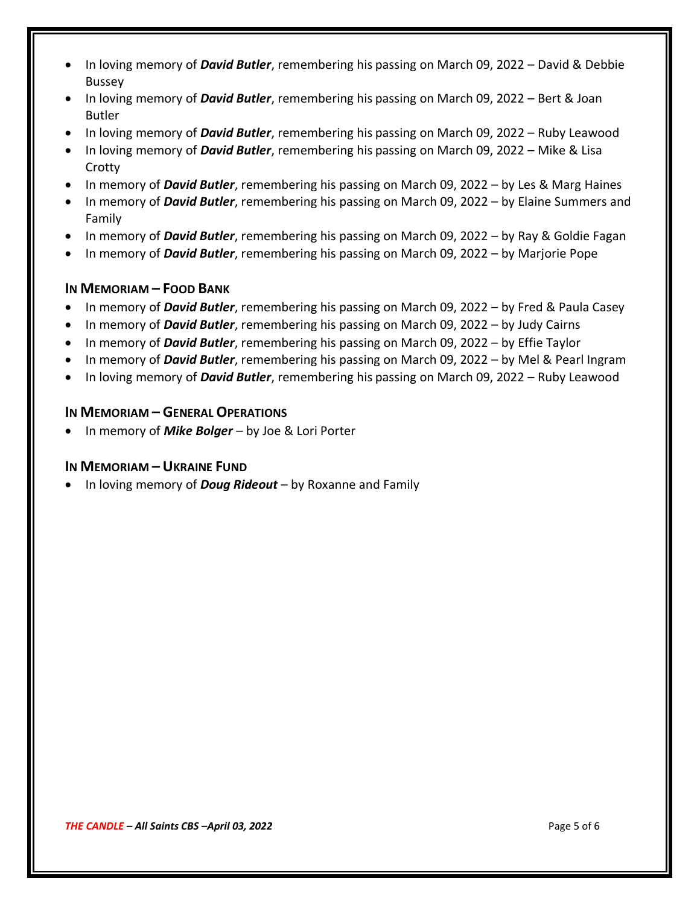- In loving memory of ***David Butler***, remembering his passing on March 09, 2022 – David & Debbie Bussey
- In loving memory of ***David Butler***, remembering his passing on March 09, 2022 – Bert & Joan Butler
- In loving memory of ***David Butler***, remembering his passing on March 09, 2022 – Ruby Leawood
- In loving memory of ***David Butler***, remembering his passing on March 09, 2022 – Mike & Lisa Crotty
- In memory of ***David Butler***, remembering his passing on March 09, 2022 – by Les & Marg Haines
- In memory of ***David Butler***, remembering his passing on March 09, 2022 – by Elaine Summers and Family
- In memory of ***David Butler***, remembering his passing on March 09, 2022 – by Ray & Goldie Fagan
- In memory of ***David Butler***, remembering his passing on March 09, 2022 – by Marjorie Pope

### In Memoriam – Food Bank

- In memory of ***David Butler***, remembering his passing on March 09, 2022 – by Fred & Paula Casey
- In memory of ***David Butler***, remembering his passing on March 09, 2022 – by Judy Cairns
- In memory of ***David Butler***, remembering his passing on March 09, 2022 – by Effie Taylor
- In memory of ***David Butler***, remembering his passing on March 09, 2022 – by Mel & Pearl Ingram
- In loving memory of ***David Butler***, remembering his passing on March 09, 2022 – Ruby Leawood

### In Memoriam – General Operations

- In memory of ***Mike Bolger*** – by Joe & Lori Porter

### In Memoriam – Ukraine Fund

- In loving memory of ***Doug Rideout*** – by Roxanne and Family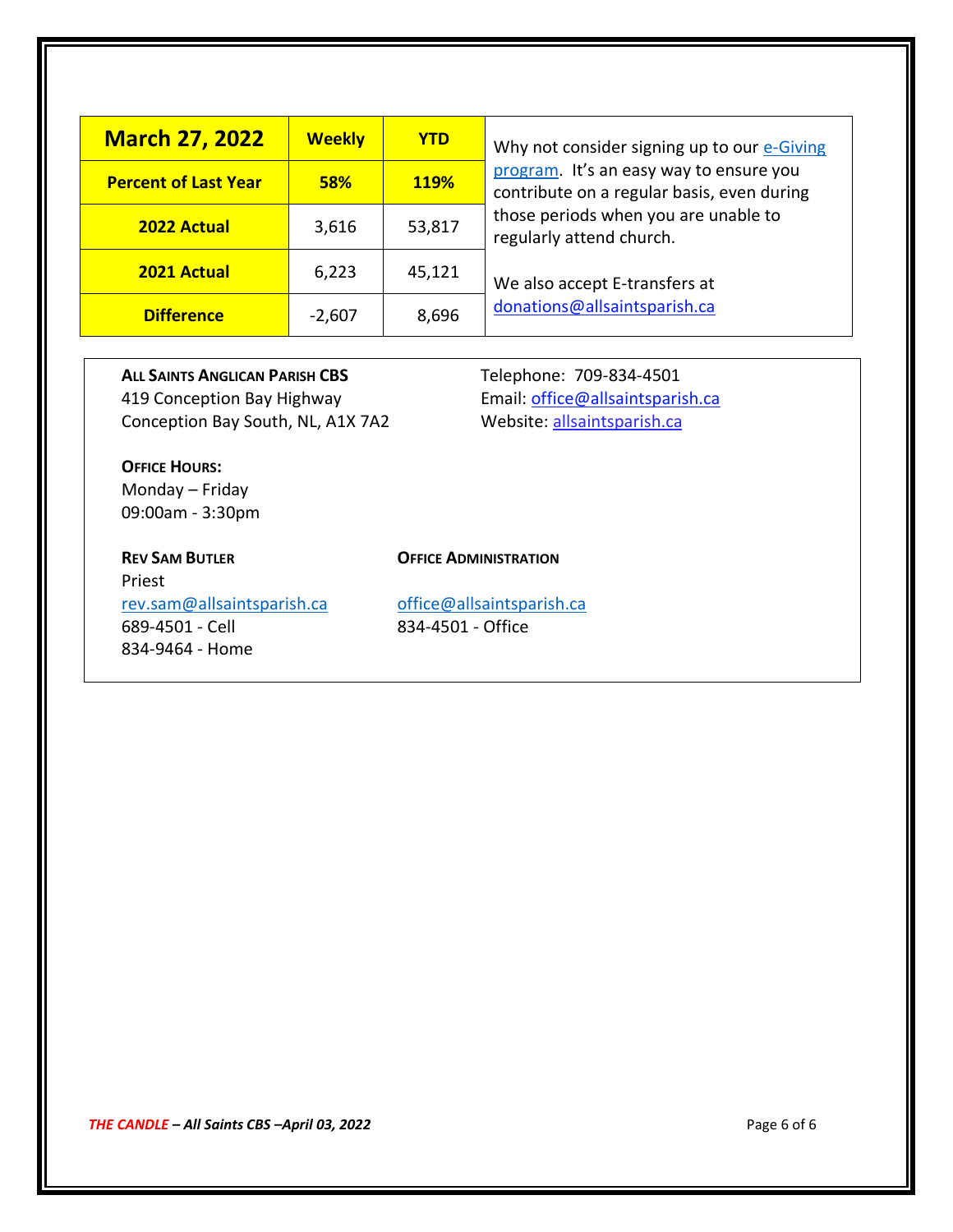| March 27, 2022 | Weekly | YTD |
|---|---|---|
| **Percent of Last Year** | **58%** | **119%** |
| **2022 Actual** | 3,616 | 53,817 |
| **2021 Actual** | 6,223 | 45,121 |
| **Difference** | -2,607 | 8,696 |

Why not consider signing up to our [e-Giving program](). It's an easy way to ensure you contribute on a regular basis, even during those periods when you are unable to regularly attend church.

We also accept E-transfers at donations@allsaintsparish.ca

**ALL SAINTS ANGLICAN PARISH CBS**
419 Conception Bay Highway
Conception Bay South, NL, A1X 7A2

Telephone: 709-834-4501
Email: office@allsaintsparish.ca
Website: allsaintsparish.ca

**OFFICE HOURS:**
Monday – Friday
09:00am - 3:30pm

**REV SAM BUTLER**
Priest
rev.sam@allsaintsparish.ca
689-4501 - Cell
834-9464 - Home

**OFFICE ADMINISTRATION**

office@allsaintsparish.ca
834-4501 - Office